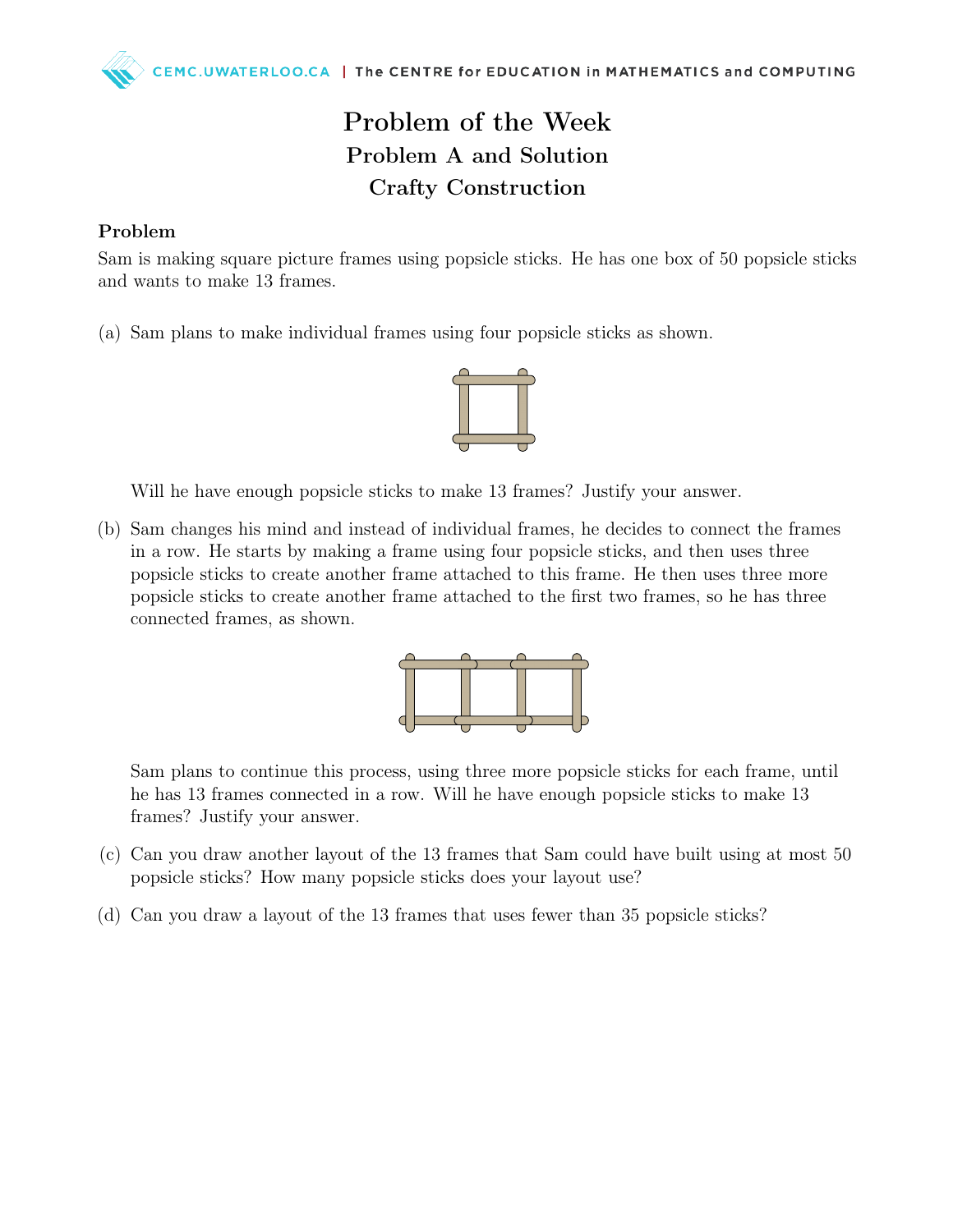# Problem of the Week
## Problem A and Solution
## Crafty Construction

### Problem

Sam is making square picture frames using popsicle sticks. He has one box of 50 popsicle sticks and wants to make 13 frames.

(a) Sam plans to make individual frames using four popsicle sticks as shown.

Will he have enough popsicle sticks to make 13 frames? Justify your answer.

(b) Sam changes his mind and instead of individual frames, he decides to connect the frames in a row. He starts by making a frame using four popsicle sticks, and then uses three popsicle sticks to create another frame attached to this frame. He then uses three more popsicle sticks to create another frame attached to the first two frames, so he has three connected frames, as shown.

Sam plans to continue this process, using three more popsicle sticks for each frame, until he has 13 frames connected in a row. Will he have enough popsicle sticks to make 13 frames? Justify your answer.

(c) Can you draw another layout of the 13 frames that Sam could have built using at most 50 popsicle sticks? How many popsicle sticks does your layout use?

(d) Can you draw a layout of the 13 frames that uses fewer than 35 popsicle sticks?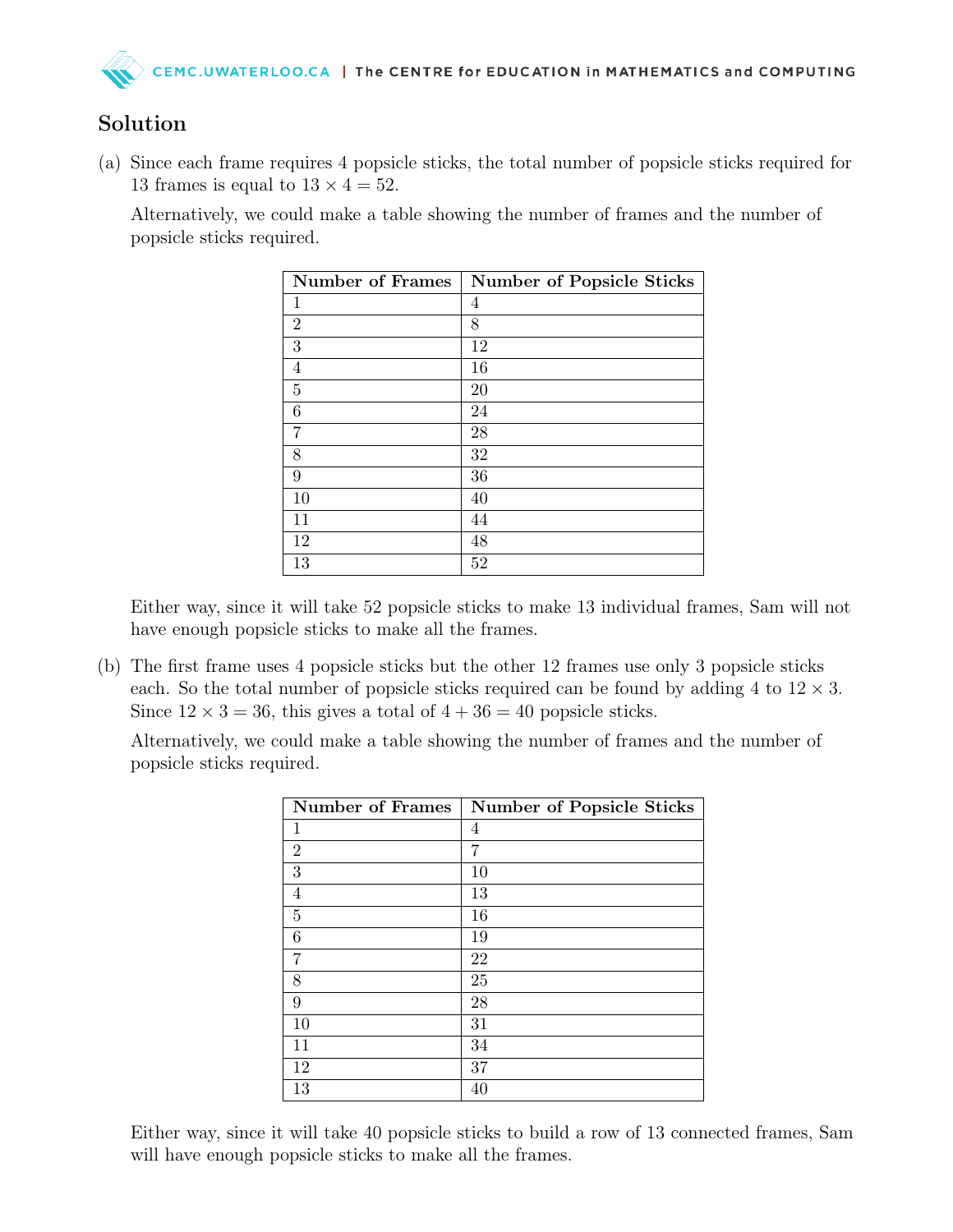## Solution

(a) Since each frame requires 4 popsicle sticks, the total number of popsicle sticks required for 13 frames is equal to $13 \times 4 = 52$.

Alternatively, we could make a table showing the number of frames and the number of popsicle sticks required.

| Number of Frames | Number of Popsicle Sticks |
|---|---|
| 1 | 4 |
| 2 | 8 |
| 3 | 12 |
| 4 | 16 |
| 5 | 20 |
| 6 | 24 |
| 7 | 28 |
| 8 | 32 |
| 9 | 36 |
| 10 | 40 |
| 11 | 44 |
| 12 | 48 |
| 13 | 52 |

Either way, since it will take 52 popsicle sticks to make 13 individual frames, Sam will not have enough popsicle sticks to make all the frames.

(b) The first frame uses 4 popsicle sticks but the other 12 frames use only 3 popsicle sticks each. So the total number of popsicle sticks required can be found by adding 4 to $12 \times 3$. Since $12 \times 3 = 36$, this gives a total of $4 + 36 = 40$ popsicle sticks.

Alternatively, we could make a table showing the number of frames and the number of popsicle sticks required.

| Number of Frames | Number of Popsicle Sticks |
|---|---|
| 1 | 4 |
| 2 | 7 |
| 3 | 10 |
| 4 | 13 |
| 5 | 16 |
| 6 | 19 |
| 7 | 22 |
| 8 | 25 |
| 9 | 28 |
| 10 | 31 |
| 11 | 34 |
| 12 | 37 |
| 13 | 40 |

Either way, since it will take 40 popsicle sticks to build a row of 13 connected frames, Sam will have enough popsicle sticks to make all the frames.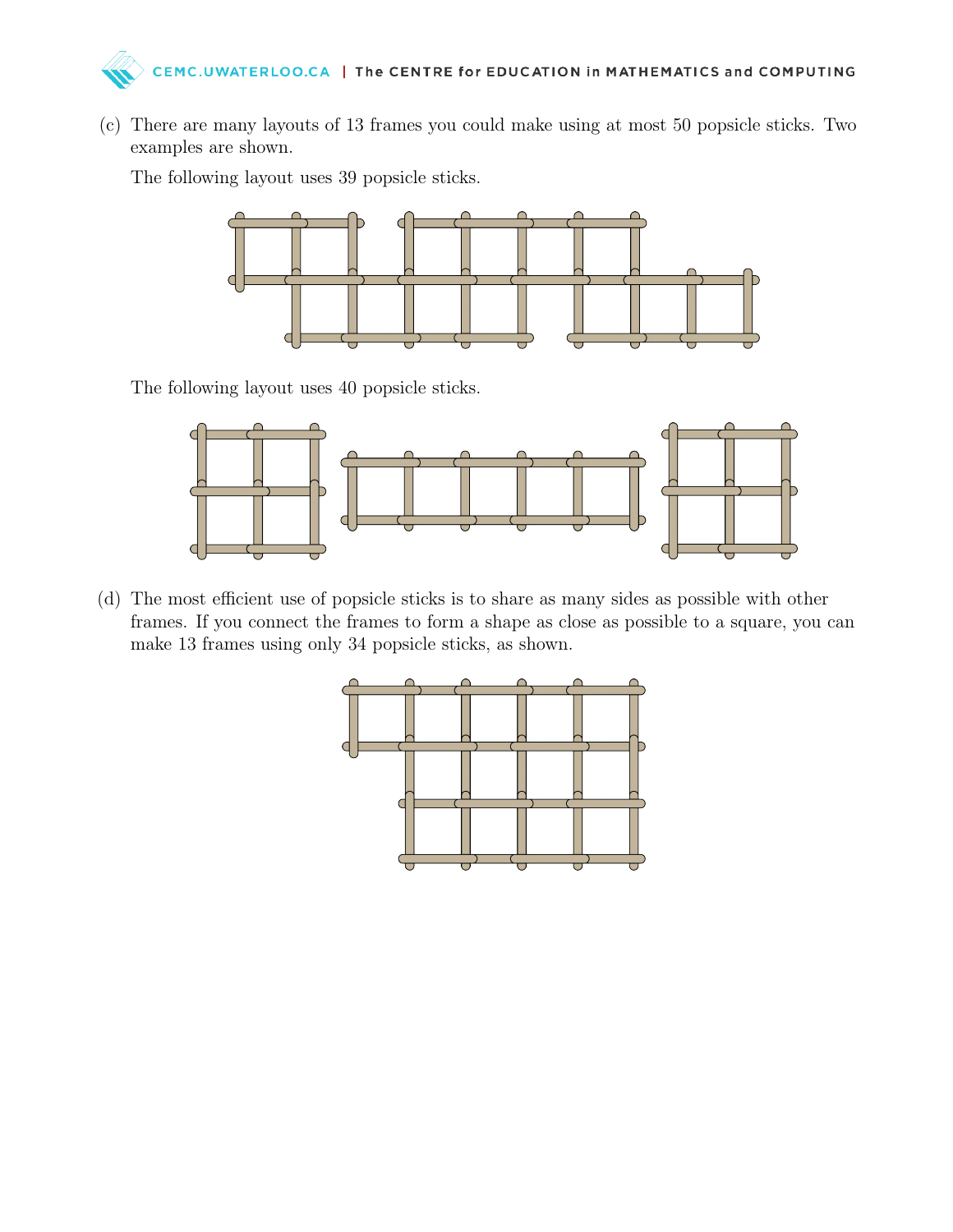(c) There are many layouts of 13 frames you could make using at most 50 popsicle sticks. Two examples are shown.

The following layout uses 39 popsicle sticks.

The following layout uses 40 popsicle sticks.

(d) The most efficient use of popsicle sticks is to share as many sides as possible with other frames. If you connect the frames to form a shape as close as possible to a square, you can make 13 frames using only 34 popsicle sticks, as shown.